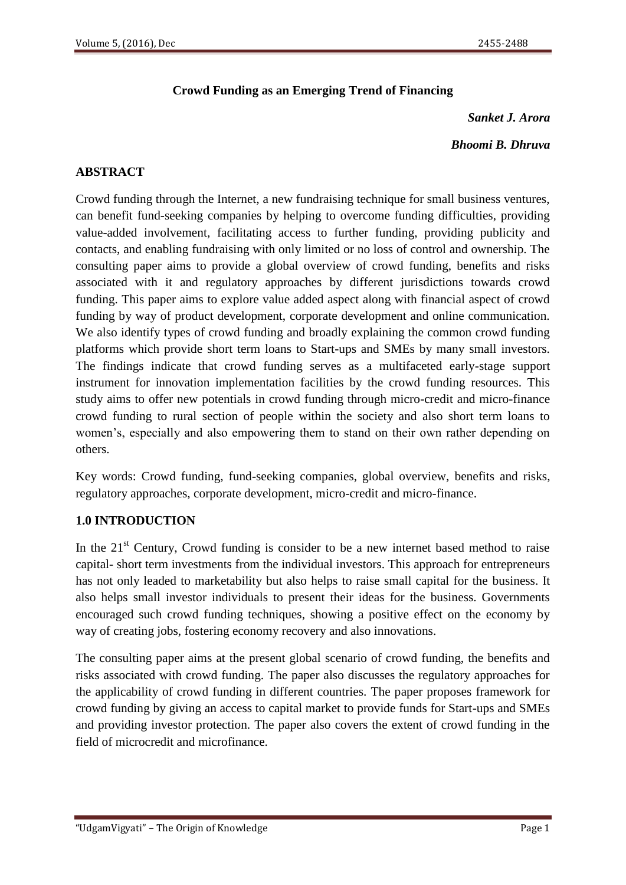# Crowd Funding as an Emerging Trend of Financing

***Sanket J. Arora***

***Bhoomi B. Dhruva***

## ABSTRACT

Crowd funding through the Internet, a new fundraising technique for small business ventures, can benefit fund-seeking companies by helping to overcome funding difficulties, providing value-added involvement, facilitating access to further funding, providing publicity and contacts, and enabling fundraising with only limited or no loss of control and ownership. The consulting paper aims to provide a global overview of crowd funding, benefits and risks associated with it and regulatory approaches by different jurisdictions towards crowd funding. This paper aims to explore value added aspect along with financial aspect of crowd funding by way of product development, corporate development and online communication. We also identify types of crowd funding and broadly explaining the common crowd funding platforms which provide short term loans to Start-ups and SMEs by many small investors. The findings indicate that crowd funding serves as a multifaceted early-stage support instrument for innovation implementation facilities by the crowd funding resources. This study aims to offer new potentials in crowd funding through micro-credit and micro-finance crowd funding to rural section of people within the society and also short term loans to women's, especially and also empowering them to stand on their own rather depending on others.

Key words: Crowd funding, fund-seeking companies, global overview, benefits and risks, regulatory approaches, corporate development, micro-credit and micro-finance.

## 1.0 INTRODUCTION

In the 21st Century, Crowd funding is consider to be a new internet based method to raise capital- short term investments from the individual investors. This approach for entrepreneurs has not only leaded to marketability but also helps to raise small capital for the business. It also helps small investor individuals to present their ideas for the business. Governments encouraged such crowd funding techniques, showing a positive effect on the economy by way of creating jobs, fostering economy recovery and also innovations.

The consulting paper aims at the present global scenario of crowd funding, the benefits and risks associated with crowd funding. The paper also discusses the regulatory approaches for the applicability of crowd funding in different countries. The paper proposes framework for crowd funding by giving an access to capital market to provide funds for Start-ups and SMEs and providing investor protection. The paper also covers the extent of crowd funding in the field of microcredit and microfinance.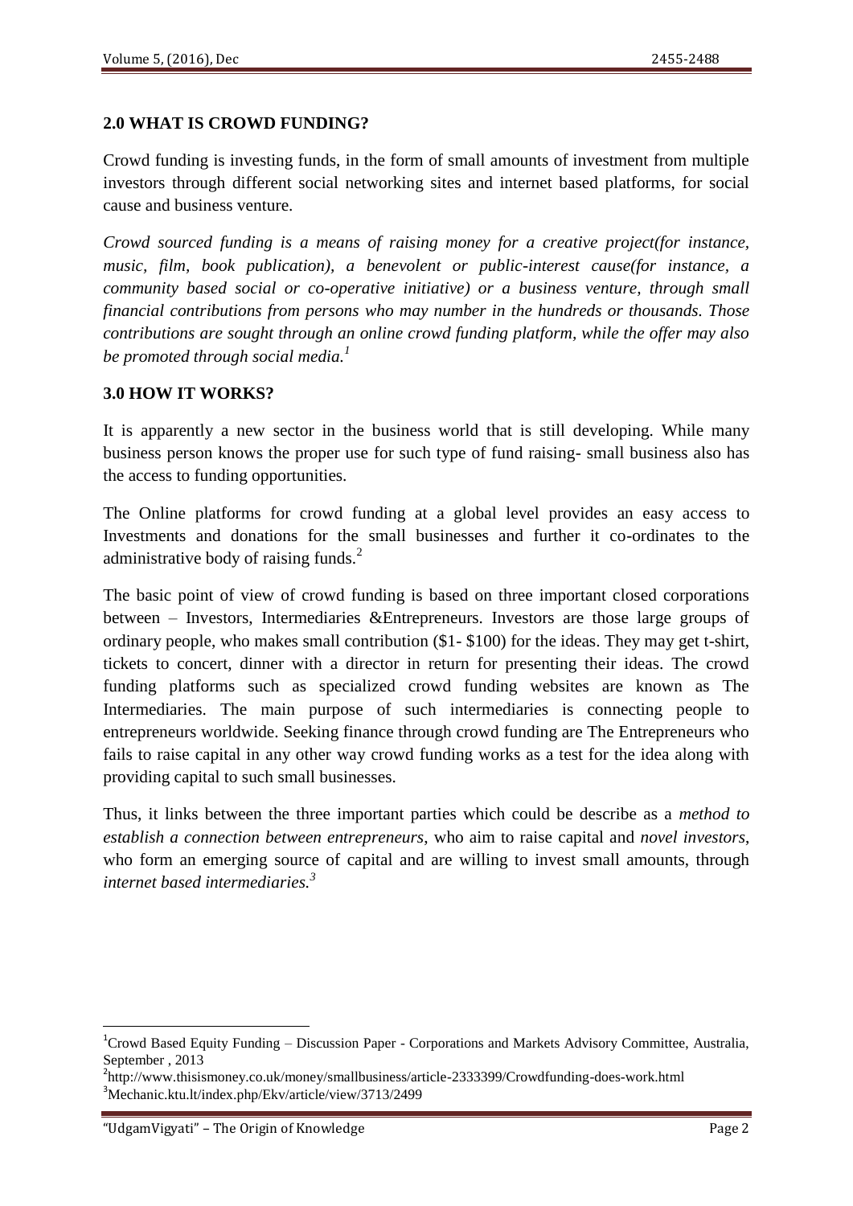## 2.0 WHAT IS CROWD FUNDING?

Crowd funding is investing funds, in the form of small amounts of investment from multiple investors through different social networking sites and internet based platforms, for social cause and business venture.

*Crowd sourced funding is a means of raising money for a creative project(for instance, music, film, book publication), a benevolent or public-interest cause(for instance, a community based social or co-operative initiative) or a business venture, through small financial contributions from persons who may number in the hundreds or thousands. Those contributions are sought through an online crowd funding platform, while the offer may also be promoted through social media.*[1]

## 3.0 HOW IT WORKS?

It is apparently a new sector in the business world that is still developing. While many business person knows the proper use for such type of fund raising- small business also has the access to funding opportunities.

The Online platforms for crowd funding at a global level provides an easy access to Investments and donations for the small businesses and further it co-ordinates to the administrative body of raising funds.[2]

The basic point of view of crowd funding is based on three important closed corporations between – Investors, Intermediaries &Entrepreneurs. Investors are those large groups of ordinary people, who makes small contribution ($1- $100) for the ideas. They may get t-shirt, tickets to concert, dinner with a director in return for presenting their ideas. The crowd funding platforms such as specialized crowd funding websites are known as The Intermediaries. The main purpose of such intermediaries is connecting people to entrepreneurs worldwide. Seeking finance through crowd funding are The Entrepreneurs who fails to raise capital in any other way crowd funding works as a test for the idea along with providing capital to such small businesses.

Thus, it links between the three important parties which could be describe as a *method to establish a connection between entrepreneurs*, who aim to raise capital and *novel investors*, who form an emerging source of capital and are willing to invest small amounts, through *internet based intermediaries.*[3]

---

[1] Crowd Based Equity Funding – Discussion Paper - Corporations and Markets Advisory Committee, Australia, September , 2013

[2] http://www.thisismoney.co.uk/money/smallbusiness/article-2333399/Crowdfunding-does-work.html

[3] Mechanic.ktu.lt/index.php/Ekv/article/view/3713/2499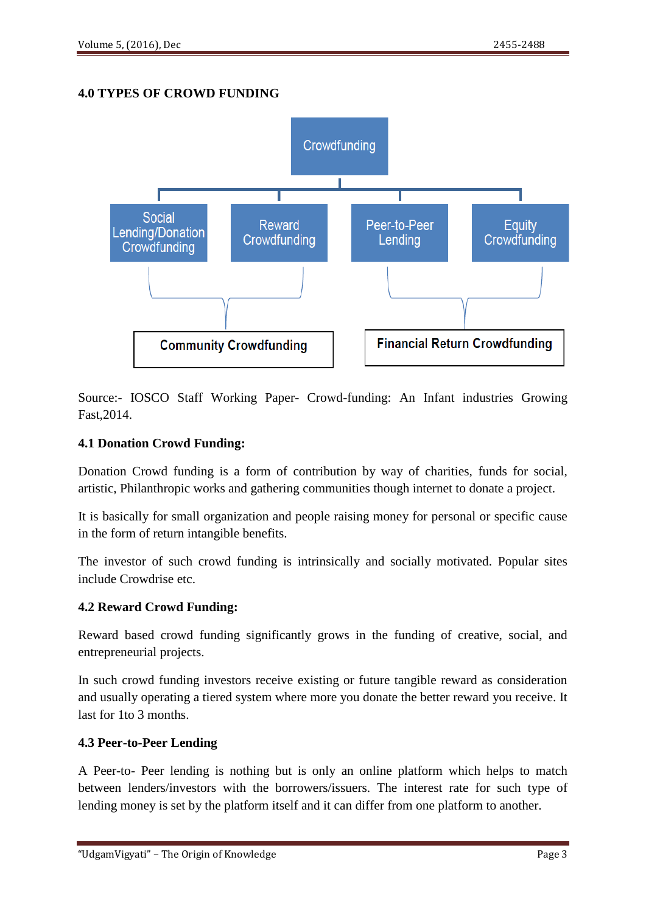## 4.0 TYPES OF CROWD FUNDING

Crowdfunding

Social Lending/Donation Crowdfunding | Reward Crowdfunding | Peer-to-Peer Lending | Equity Crowdfunding

Community Crowdfunding | Financial Return Crowdfunding

Source:- IOSCO Staff Working Paper- Crowd-funding: An Infant industries Growing Fast,2014.

### 4.1 Donation Crowd Funding:

Donation Crowd funding is a form of contribution by way of charities, funds for social, artistic, Philanthropic works and gathering communities though internet to donate a project.

It is basically for small organization and people raising money for personal or specific cause in the form of return intangible benefits.

The investor of such crowd funding is intrinsically and socially motivated. Popular sites include Crowdrise etc.

### 4.2 Reward Crowd Funding:

Reward based crowd funding significantly grows in the funding of creative, social, and entrepreneurial projects.

In such crowd funding investors receive existing or future tangible reward as consideration and usually operating a tiered system where more you donate the better reward you receive. It last for 1to 3 months.

### 4.3 Peer-to-Peer Lending

A Peer-to- Peer lending is nothing but is only an online platform which helps to match between lenders/investors with the borrowers/issuers. The interest rate for such type of lending money is set by the platform itself and it can differ from one platform to another.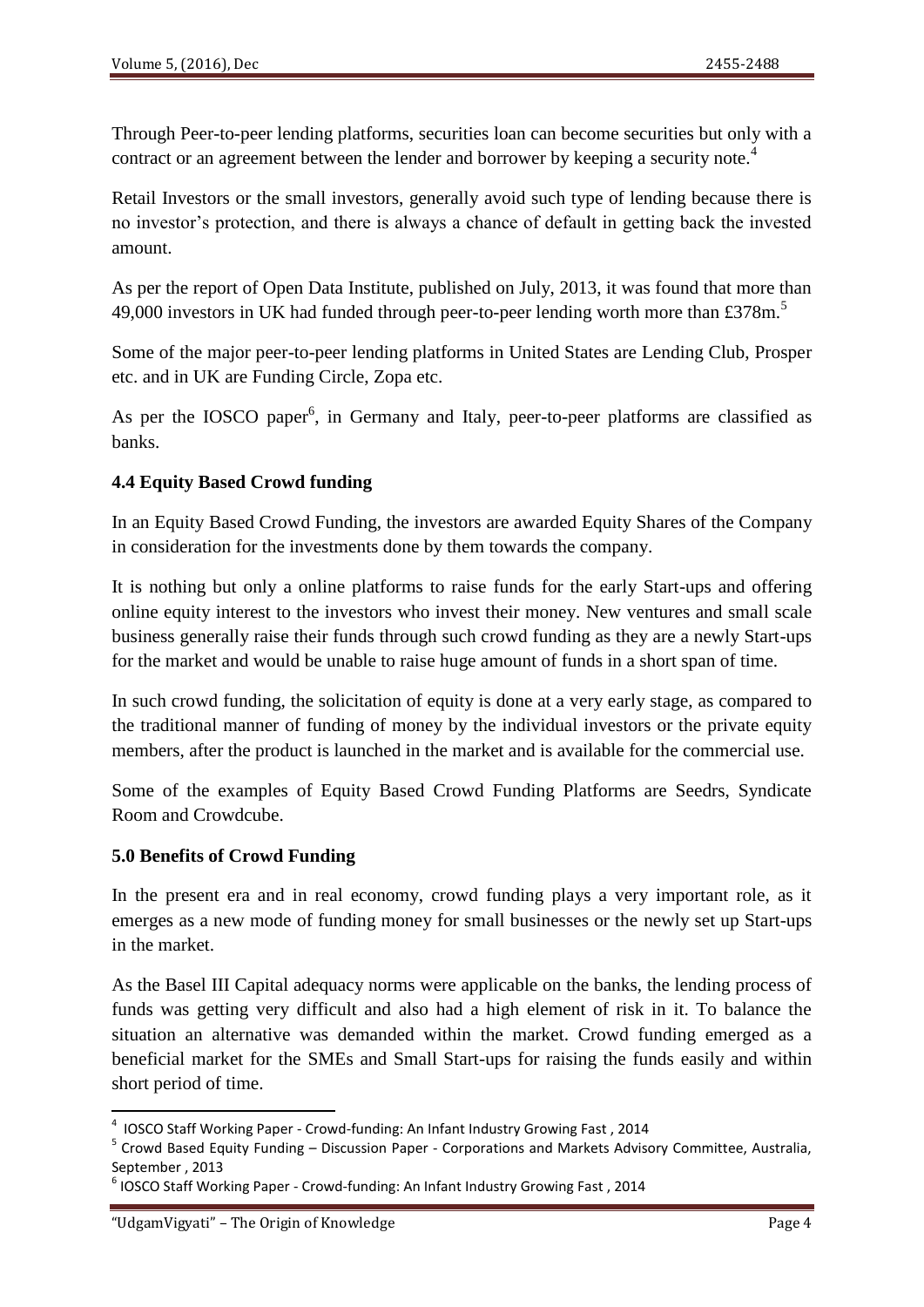Through Peer-to-peer lending platforms, securities loan can become securities but only with a contract or an agreement between the lender and borrower by keeping a security note.[4]

Retail Investors or the small investors, generally avoid such type of lending because there is no investor's protection, and there is always a chance of default in getting back the invested amount.

As per the report of Open Data Institute, published on July, 2013, it was found that more than 49,000 investors in UK had funded through peer-to-peer lending worth more than £378m.[5]

Some of the major peer-to-peer lending platforms in United States are Lending Club, Prosper etc. and in UK are Funding Circle, Zopa etc.

As per the IOSCO paper[6], in Germany and Italy, peer-to-peer platforms are classified as banks.

### 4.4 Equity Based Crowd funding

In an Equity Based Crowd Funding, the investors are awarded Equity Shares of the Company in consideration for the investments done by them towards the company.

It is nothing but only a online platforms to raise funds for the early Start-ups and offering online equity interest to the investors who invest their money. New ventures and small scale business generally raise their funds through such crowd funding as they are a newly Start-ups for the market and would be unable to raise huge amount of funds in a short span of time.

In such crowd funding, the solicitation of equity is done at a very early stage, as compared to the traditional manner of funding of money by the individual investors or the private equity members, after the product is launched in the market and is available for the commercial use.

Some of the examples of Equity Based Crowd Funding Platforms are Seedrs, Syndicate Room and Crowdcube.

## 5.0 Benefits of Crowd Funding

In the present era and in real economy, crowd funding plays a very important role, as it emerges as a new mode of funding money for small businesses or the newly set up Start-ups in the market.

As the Basel III Capital adequacy norms were applicable on the banks, the lending process of funds was getting very difficult and also had a high element of risk in it. To balance the situation an alternative was demanded within the market. Crowd funding emerged as a beneficial market for the SMEs and Small Start-ups for raising the funds easily and within short period of time.

---

[4] IOSCO Staff Working Paper - Crowd-funding: An Infant Industry Growing Fast , 2014

[5] Crowd Based Equity Funding – Discussion Paper - Corporations and Markets Advisory Committee, Australia, September , 2013

[6] IOSCO Staff Working Paper - Crowd-funding: An Infant Industry Growing Fast , 2014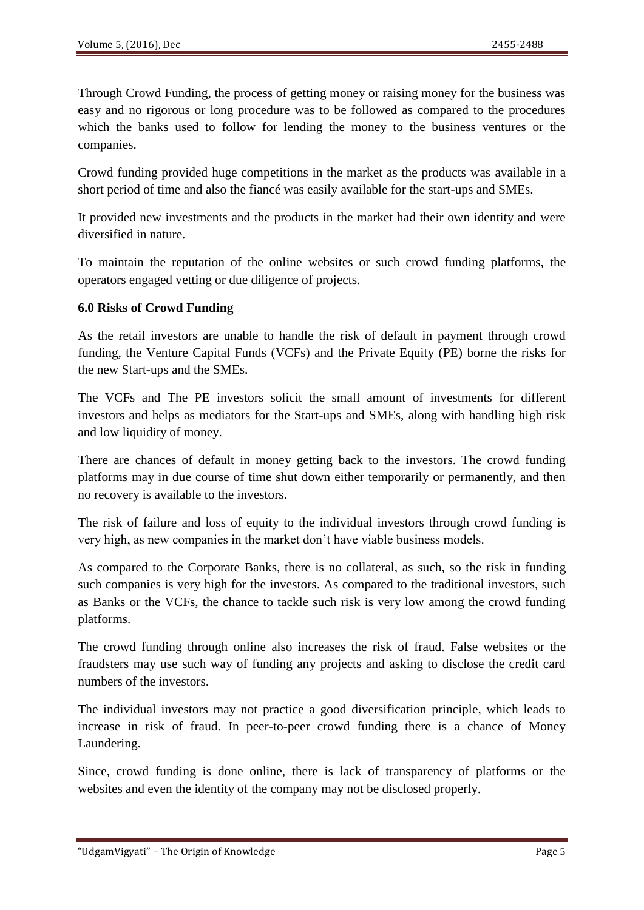Through Crowd Funding, the process of getting money or raising money for the business was easy and no rigorous or long procedure was to be followed as compared to the procedures which the banks used to follow for lending the money to the business ventures or the companies.

Crowd funding provided huge competitions in the market as the products was available in a short period of time and also the fiancé was easily available for the start-ups and SMEs.

It provided new investments and the products in the market had their own identity and were diversified in nature.

To maintain the reputation of the online websites or such crowd funding platforms, the operators engaged vetting or due diligence of projects.

**6.0 Risks of Crowd Funding**

As the retail investors are unable to handle the risk of default in payment through crowd funding, the Venture Capital Funds (VCFs) and the Private Equity (PE) borne the risks for the new Start-ups and the SMEs.

The VCFs and The PE investors solicit the small amount of investments for different investors and helps as mediators for the Start-ups and SMEs, along with handling high risk and low liquidity of money.

There are chances of default in money getting back to the investors. The crowd funding platforms may in due course of time shut down either temporarily or permanently, and then no recovery is available to the investors.

The risk of failure and loss of equity to the individual investors through crowd funding is very high, as new companies in the market don't have viable business models.

As compared to the Corporate Banks, there is no collateral, as such, so the risk in funding such companies is very high for the investors. As compared to the traditional investors, such as Banks or the VCFs, the chance to tackle such risk is very low among the crowd funding platforms.

The crowd funding through online also increases the risk of fraud. False websites or the fraudsters may use such way of funding any projects and asking to disclose the credit card numbers of the investors.

The individual investors may not practice a good diversification principle, which leads to increase in risk of fraud. In peer-to-peer crowd funding there is a chance of Money Laundering.

Since, crowd funding is done online, there is lack of transparency of platforms or the websites and even the identity of the company may not be disclosed properly.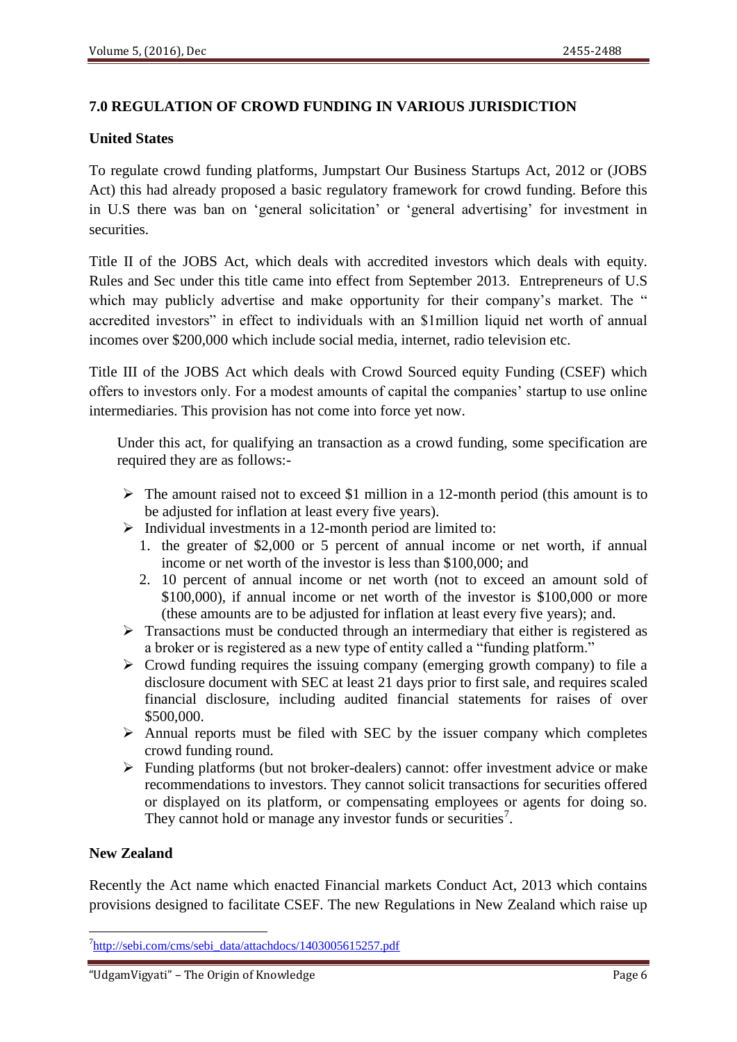## 7.0 REGULATION OF CROWD FUNDING IN VARIOUS JURISDICTION

### United States

To regulate crowd funding platforms, Jumpstart Our Business Startups Act, 2012 or (JOBS Act) this had already proposed a basic regulatory framework for crowd funding. Before this in U.S there was ban on 'general solicitation' or 'general advertising' for investment in securities.

Title II of the JOBS Act, which deals with accredited investors which deals with equity. Rules and Sec under this title came into effect from September 2013. Entrepreneurs of U.S which may publicly advertise and make opportunity for their company's market. The " accredited investors" in effect to individuals with an $1million liquid net worth of annual incomes over $200,000 which include social media, internet, radio television etc.

Title III of the JOBS Act which deals with Crowd Sourced equity Funding (CSEF) which offers to investors only. For a modest amounts of capital the companies' startup to use online intermediaries. This provision has not come into force yet now.

Under this act, for qualifying an transaction as a crowd funding, some specification are required they are as follows:-

- The amount raised not to exceed $1 million in a 12-month period (this amount is to be adjusted for inflation at least every five years).
- Individual investments in a 12-month period are limited to:
  1. the greater of $2,000 or 5 percent of annual income or net worth, if annual income or net worth of the investor is less than $100,000; and
  2. 10 percent of annual income or net worth (not to exceed an amount sold of $100,000), if annual income or net worth of the investor is $100,000 or more (these amounts are to be adjusted for inflation at least every five years); and.
- Transactions must be conducted through an intermediary that either is registered as a broker or is registered as a new type of entity called a "funding platform."
- Crowd funding requires the issuing company (emerging growth company) to file a disclosure document with SEC at least 21 days prior to first sale, and requires scaled financial disclosure, including audited financial statements for raises of over $500,000.
- Annual reports must be filed with SEC by the issuer company which completes crowd funding round.
- Funding platforms (but not broker-dealers) cannot: offer investment advice or make recommendations to investors. They cannot solicit transactions for securities offered or displayed on its platform, or compensating employees or agents for doing so. They cannot hold or manage any investor funds or securities[7].

### New Zealand

Recently the Act name which enacted Financial markets Conduct Act, 2013 which contains provisions designed to facilitate CSEF. The new Regulations in New Zealand which raise up

---

[7] http://sebi.com/cms/sebi_data/attachdocs/1403005615257.pdf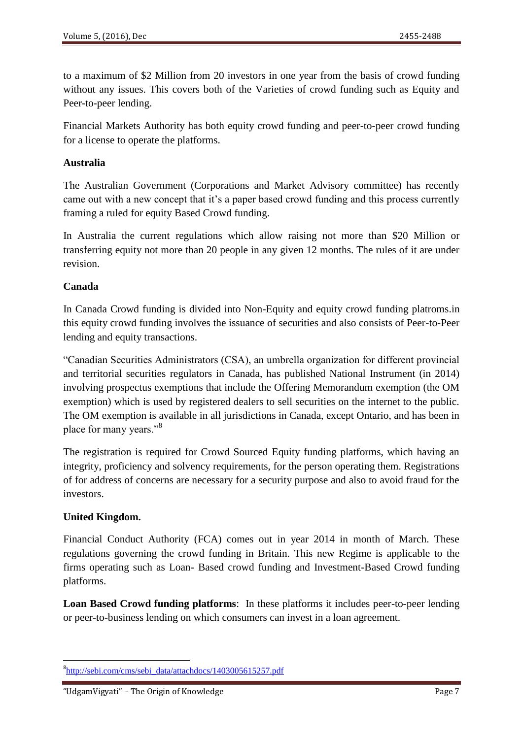to a maximum of \$2 Million from 20 investors in one year from the basis of crowd funding without any issues. This covers both of the Varieties of crowd funding such as Equity and Peer-to-peer lending.

Financial Markets Authority has both equity crowd funding and peer-to-peer crowd funding for a license to operate the platforms.

**Australia**

The Australian Government (Corporations and Market Advisory committee) has recently came out with a new concept that it's a paper based crowd funding and this process currently framing a ruled for equity Based Crowd funding.

In Australia the current regulations which allow raising not more than \$20 Million or transferring equity not more than 20 people in any given 12 months. The rules of it are under revision.

**Canada**

In Canada Crowd funding is divided into Non-Equity and equity crowd funding platroms.in this equity crowd funding involves the issuance of securities and also consists of Peer-to-Peer lending and equity transactions.

"Canadian Securities Administrators (CSA), an umbrella organization for different provincial and territorial securities regulators in Canada, has published National Instrument (in 2014) involving prospectus exemptions that include the Offering Memorandum exemption (the OM exemption) which is used by registered dealers to sell securities on the internet to the public. The OM exemption is available in all jurisdictions in Canada, except Ontario, and has been in place for many years."[8]

The registration is required for Crowd Sourced Equity funding platforms, which having an integrity, proficiency and solvency requirements, for the person operating them. Registrations of for address of concerns are necessary for a security purpose and also to avoid fraud for the investors.

**United Kingdom.**

Financial Conduct Authority (FCA) comes out in year 2014 in month of March. These regulations governing the crowd funding in Britain. This new Regime is applicable to the firms operating such as Loan- Based crowd funding and Investment-Based Crowd funding platforms.

**Loan Based Crowd funding platforms**: In these platforms it includes peer-to-peer lending or peer-to-business lending on which consumers can invest in a loan agreement.

---

[8] http://sebi.com/cms/sebi_data/attachdocs/1403005615257.pdf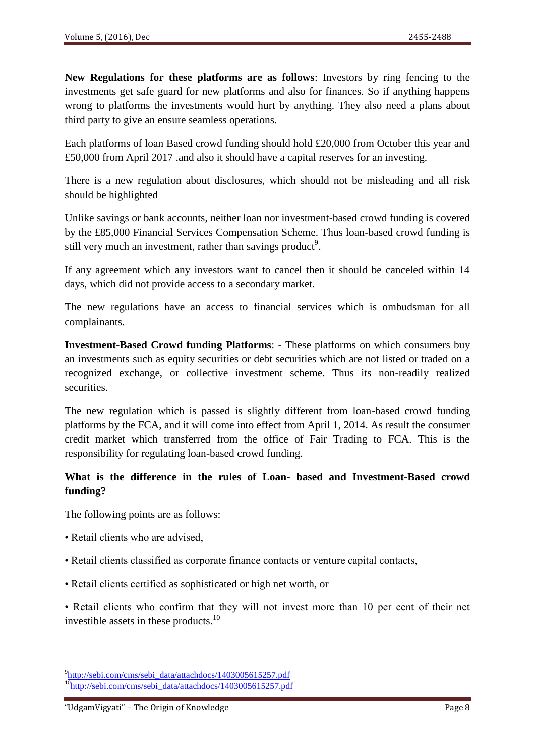**New Regulations for these platforms are as follows**: Investors by ring fencing to the investments get safe guard for new platforms and also for finances. So if anything happens wrong to platforms the investments would hurt by anything. They also need a plans about third party to give an ensure seamless operations.

Each platforms of loan Based crowd funding should hold £20,000 from October this year and £50,000 from April 2017 .and also it should have a capital reserves for an investing.

There is a new regulation about disclosures, which should not be misleading and all risk should be highlighted

Unlike savings or bank accounts, neither loan nor investment-based crowd funding is covered by the £85,000 Financial Services Compensation Scheme. Thus loan-based crowd funding is still very much an investment, rather than savings product[9].

If any agreement which any investors want to cancel then it should be canceled within 14 days, which did not provide access to a secondary market.

The new regulations have an access to financial services which is ombudsman for all complainants.

**Investment-Based Crowd funding Platforms**: - These platforms on which consumers buy an investments such as equity securities or debt securities which are not listed or traded on a recognized exchange, or collective investment scheme. Thus its non-readily realized securities.

The new regulation which is passed is slightly different from loan-based crowd funding platforms by the FCA, and it will come into effect from April 1, 2014. As result the consumer credit market which transferred from the office of Fair Trading to FCA. This is the responsibility for regulating loan-based crowd funding.

**What is the difference in the rules of Loan- based and Investment-Based crowd funding?**

The following points are as follows:

- Retail clients who are advised,
- Retail clients classified as corporate finance contacts or venture capital contacts,
- Retail clients certified as sophisticated or high net worth, or
- Retail clients who confirm that they will not invest more than 10 per cent of their net investible assets in these products.[10]

---

[9] http://sebi.com/cms/sebi_data/attachdocs/1403005615257.pdf

[10] http://sebi.com/cms/sebi_data/attachdocs/1403005615257.pdf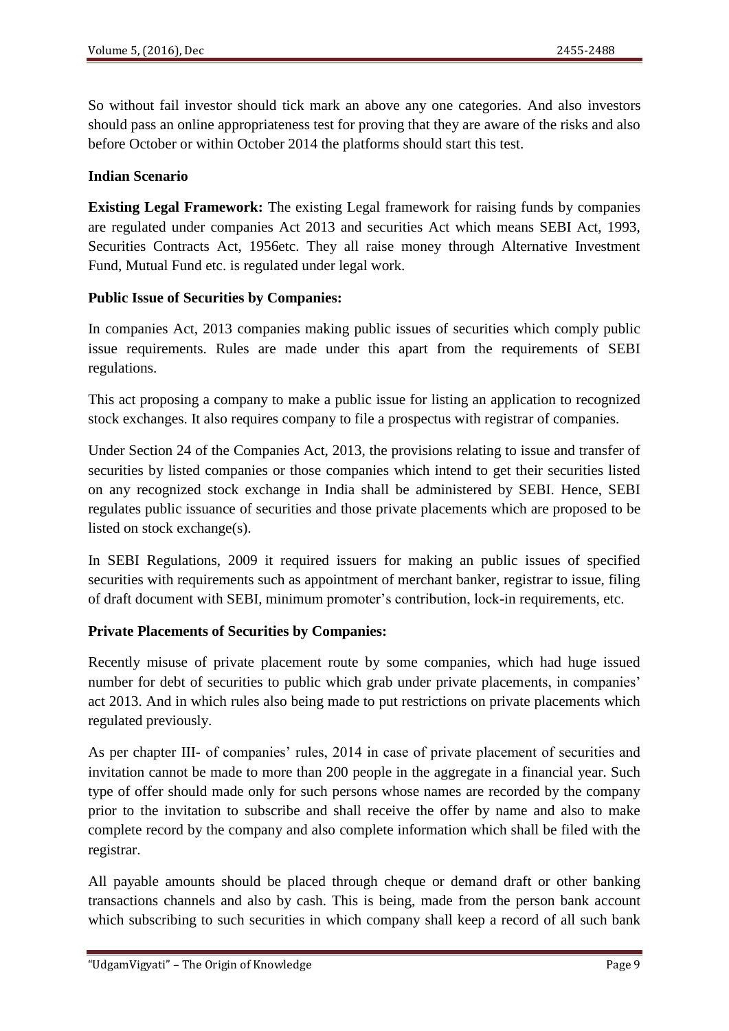So without fail investor should tick mark an above any one categories. And also investors should pass an online appropriateness test for proving that they are aware of the risks and also before October or within October 2014 the platforms should start this test.

**Indian Scenario**

**Existing Legal Framework:** The existing Legal framework for raising funds by companies are regulated under companies Act 2013 and securities Act which means SEBI Act, 1993, Securities Contracts Act, 1956etc. They all raise money through Alternative Investment Fund, Mutual Fund etc. is regulated under legal work.

**Public Issue of Securities by Companies:**

In companies Act, 2013 companies making public issues of securities which comply public issue requirements. Rules are made under this apart from the requirements of SEBI regulations.

This act proposing a company to make a public issue for listing an application to recognized stock exchanges. It also requires company to file a prospectus with registrar of companies.

Under Section 24 of the Companies Act, 2013, the provisions relating to issue and transfer of securities by listed companies or those companies which intend to get their securities listed on any recognized stock exchange in India shall be administered by SEBI. Hence, SEBI regulates public issuance of securities and those private placements which are proposed to be listed on stock exchange(s).

In SEBI Regulations, 2009 it required issuers for making an public issues of specified securities with requirements such as appointment of merchant banker, registrar to issue, filing of draft document with SEBI, minimum promoter's contribution, lock-in requirements, etc.

**Private Placements of Securities by Companies:**

Recently misuse of private placement route by some companies, which had huge issued number for debt of securities to public which grab under private placements, in companies' act 2013. And in which rules also being made to put restrictions on private placements which regulated previously.

As per chapter III- of companies' rules, 2014 in case of private placement of securities and invitation cannot be made to more than 200 people in the aggregate in a financial year. Such type of offer should made only for such persons whose names are recorded by the company prior to the invitation to subscribe and shall receive the offer by name and also to make complete record by the company and also complete information which shall be filed with the registrar.

All payable amounts should be placed through cheque or demand draft or other banking transactions channels and also by cash. This is being, made from the person bank account which subscribing to such securities in which company shall keep a record of all such bank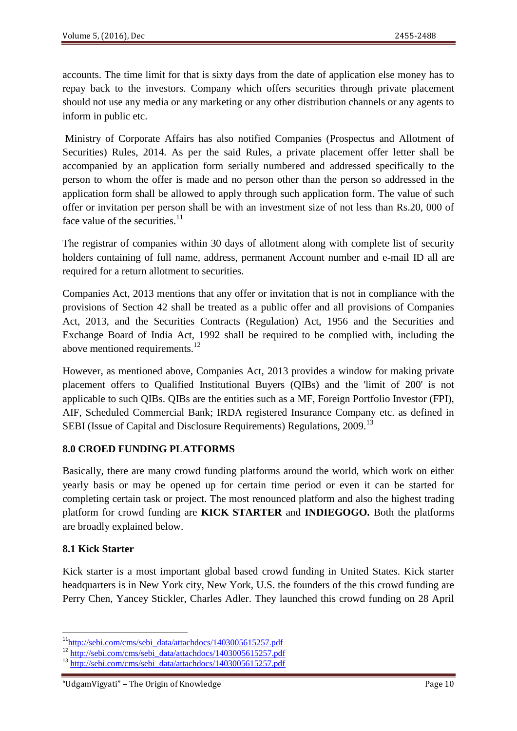accounts. The time limit for that is sixty days from the date of application else money has to repay back to the investors. Company which offers securities through private placement should not use any media or any marketing or any other distribution channels or any agents to inform in public etc.

Ministry of Corporate Affairs has also notified Companies (Prospectus and Allotment of Securities) Rules, 2014. As per the said Rules, a private placement offer letter shall be accompanied by an application form serially numbered and addressed specifically to the person to whom the offer is made and no person other than the person so addressed in the application form shall be allowed to apply through such application form. The value of such offer or invitation per person shall be with an investment size of not less than Rs.20, 000 of face value of the securities.[11]

The registrar of companies within 30 days of allotment along with complete list of security holders containing of full name, address, permanent Account number and e-mail ID all are required for a return allotment to securities.

Companies Act, 2013 mentions that any offer or invitation that is not in compliance with the provisions of Section 42 shall be treated as a public offer and all provisions of Companies Act, 2013, and the Securities Contracts (Regulation) Act, 1956 and the Securities and Exchange Board of India Act, 1992 shall be required to be complied with, including the above mentioned requirements.[12]

However, as mentioned above, Companies Act, 2013 provides a window for making private placement offers to Qualified Institutional Buyers (QIBs) and the 'limit of 200' is not applicable to such QIBs. QIBs are the entities such as a MF, Foreign Portfolio Investor (FPI), AIF, Scheduled Commercial Bank; IRDA registered Insurance Company etc. as defined in SEBI (Issue of Capital and Disclosure Requirements) Regulations, 2009.[13]

## 8.0 CROED FUNDING PLATFORMS

Basically, there are many crowd funding platforms around the world, which work on either yearly basis or may be opened up for certain time period or even it can be started for completing certain task or project. The most renounced platform and also the highest trading platform for crowd funding are **KICK STARTER** and **INDIEGOGO.** Both the platforms are broadly explained below.

### 8.1 Kick Starter

Kick starter is a most important global based crowd funding in United States. Kick starter headquarters is in New York city, New York, U.S. the founders of the this crowd funding are Perry Chen, Yancey Stickler, Charles Adler. They launched this crowd funding on 28 April

---

[11] http://sebi.com/cms/sebi_data/attachdocs/1403005615257.pdf

[12] http://sebi.com/cms/sebi_data/attachdocs/1403005615257.pdf

[13] http://sebi.com/cms/sebi_data/attachdocs/1403005615257.pdf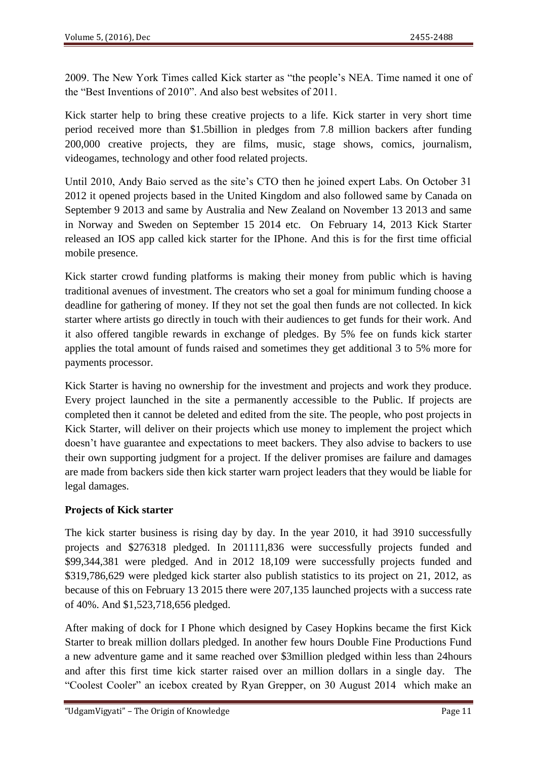2009. The New York Times called Kick starter as "the people's NEA. Time named it one of the "Best Inventions of 2010". And also best websites of 2011.

Kick starter help to bring these creative projects to a life. Kick starter in very short time period received more than \$1.5billion in pledges from 7.8 million backers after funding 200,000 creative projects, they are films, music, stage shows, comics, journalism, videogames, technology and other food related projects.

Until 2010, Andy Baio served as the site's CTO then he joined expert Labs. On October 31 2012 it opened projects based in the United Kingdom and also followed same by Canada on September 9 2013 and same by Australia and New Zealand on November 13 2013 and same in Norway and Sweden on September 15 2014 etc. On February 14, 2013 Kick Starter released an IOS app called kick starter for the IPhone. And this is for the first time official mobile presence.

Kick starter crowd funding platforms is making their money from public which is having traditional avenues of investment. The creators who set a goal for minimum funding choose a deadline for gathering of money. If they not set the goal then funds are not collected. In kick starter where artists go directly in touch with their audiences to get funds for their work. And it also offered tangible rewards in exchange of pledges. By 5% fee on funds kick starter applies the total amount of funds raised and sometimes they get additional 3 to 5% more for payments processor.

Kick Starter is having no ownership for the investment and projects and work they produce. Every project launched in the site a permanently accessible to the Public. If projects are completed then it cannot be deleted and edited from the site. The people, who post projects in Kick Starter, will deliver on their projects which use money to implement the project which doesn't have guarantee and expectations to meet backers. They also advise to backers to use their own supporting judgment for a project. If the deliver promises are failure and damages are made from backers side then kick starter warn project leaders that they would be liable for legal damages.

**Projects of Kick starter**

The kick starter business is rising day by day. In the year 2010, it had 3910 successfully projects and \$276318 pledged. In 201111,836 were successfully projects funded and \$99,344,381 were pledged. And in 2012 18,109 were successfully projects funded and \$319,786,629 were pledged kick starter also publish statistics to its project on 21, 2012, as because of this on February 13 2015 there were 207,135 launched projects with a success rate of 40%. And \$1,523,718,656 pledged.

After making of dock for I Phone which designed by Casey Hopkins became the first Kick Starter to break million dollars pledged. In another few hours Double Fine Productions Fund a new adventure game and it same reached over \$3million pledged within less than 24hours and after this first time kick starter raised over an million dollars in a single day. The "Coolest Cooler" an icebox created by Ryan Grepper, on 30 August 2014 which make an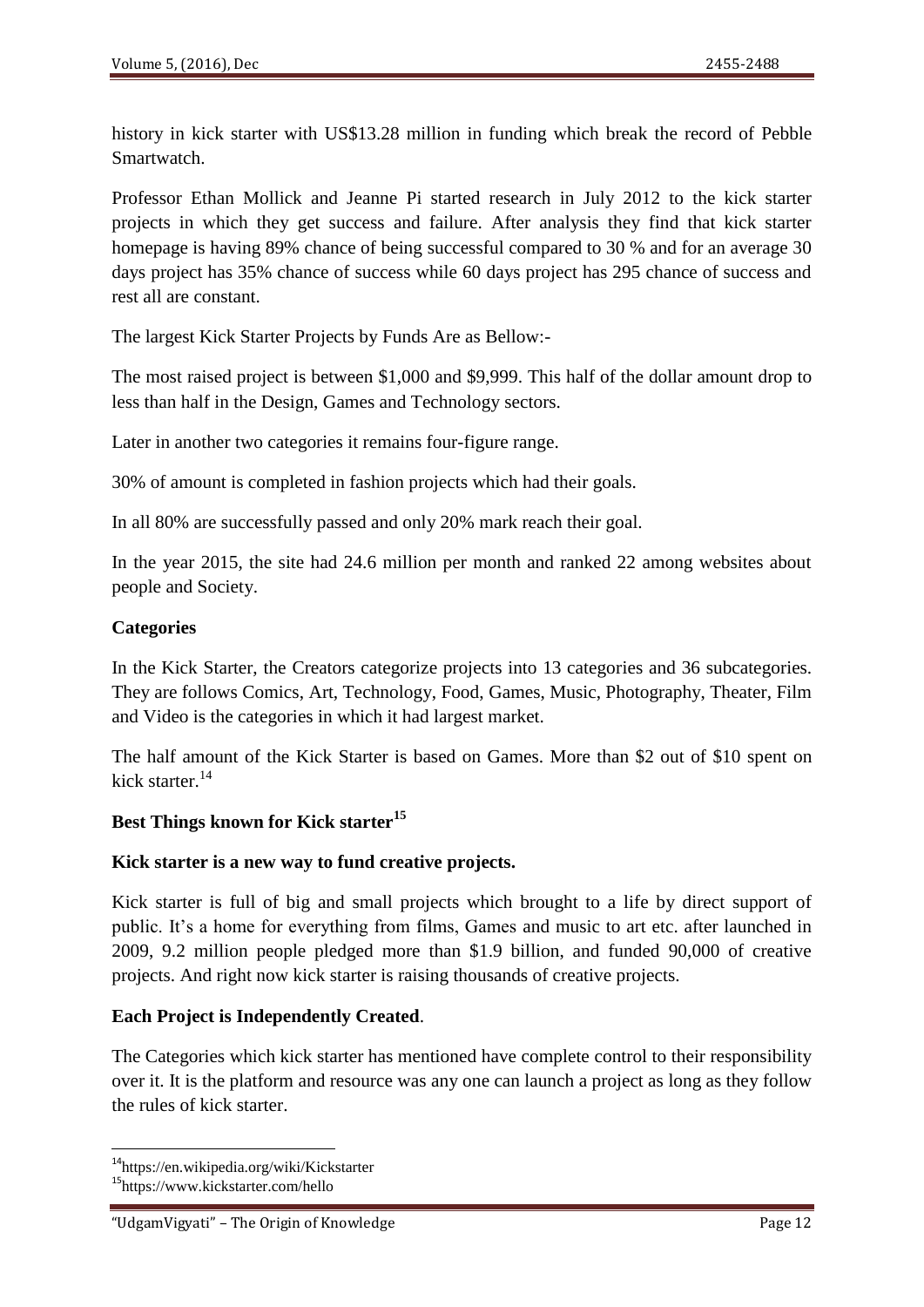history in kick starter with US$13.28 million in funding which break the record of Pebble Smartwatch.

Professor Ethan Mollick and Jeanne Pi started research in July 2012 to the kick starter projects in which they get success and failure. After analysis they find that kick starter homepage is having 89% chance of being successful compared to 30 % and for an average 30 days project has 35% chance of success while 60 days project has 295 chance of success and rest all are constant.

The largest Kick Starter Projects by Funds Are as Bellow:-

The most raised project is between $1,000 and $9,999. This half of the dollar amount drop to less than half in the Design, Games and Technology sectors.

Later in another two categories it remains four-figure range.

30% of amount is completed in fashion projects which had their goals.

In all 80% are successfully passed and only 20% mark reach their goal.

In the year 2015, the site had 24.6 million per month and ranked 22 among websites about people and Society.

**Categories**

In the Kick Starter, the Creators categorize projects into 13 categories and 36 subcategories. They are follows Comics, Art, Technology, Food, Games, Music, Photography, Theater, Film and Video is the categories in which it had largest market.

The half amount of the Kick Starter is based on Games. More than $2 out of $10 spent on kick starter.[14]

**Best Things known for Kick starter[15]**

**Kick starter is a new way to fund creative projects.**

Kick starter is full of big and small projects which brought to a life by direct support of public. It's a home for everything from films, Games and music to art etc. after launched in 2009, 9.2 million people pledged more than $1.9 billion, and funded 90,000 of creative projects. And right now kick starter is raising thousands of creative projects.

**Each Project is Independently Created**.

The Categories which kick starter has mentioned have complete control to their responsibility over it. It is the platform and resource was any one can launch a project as long as they follow the rules of kick starter.

[14]https://en.wikipedia.org/wiki/Kickstarter

[15]https://www.kickstarter.com/hello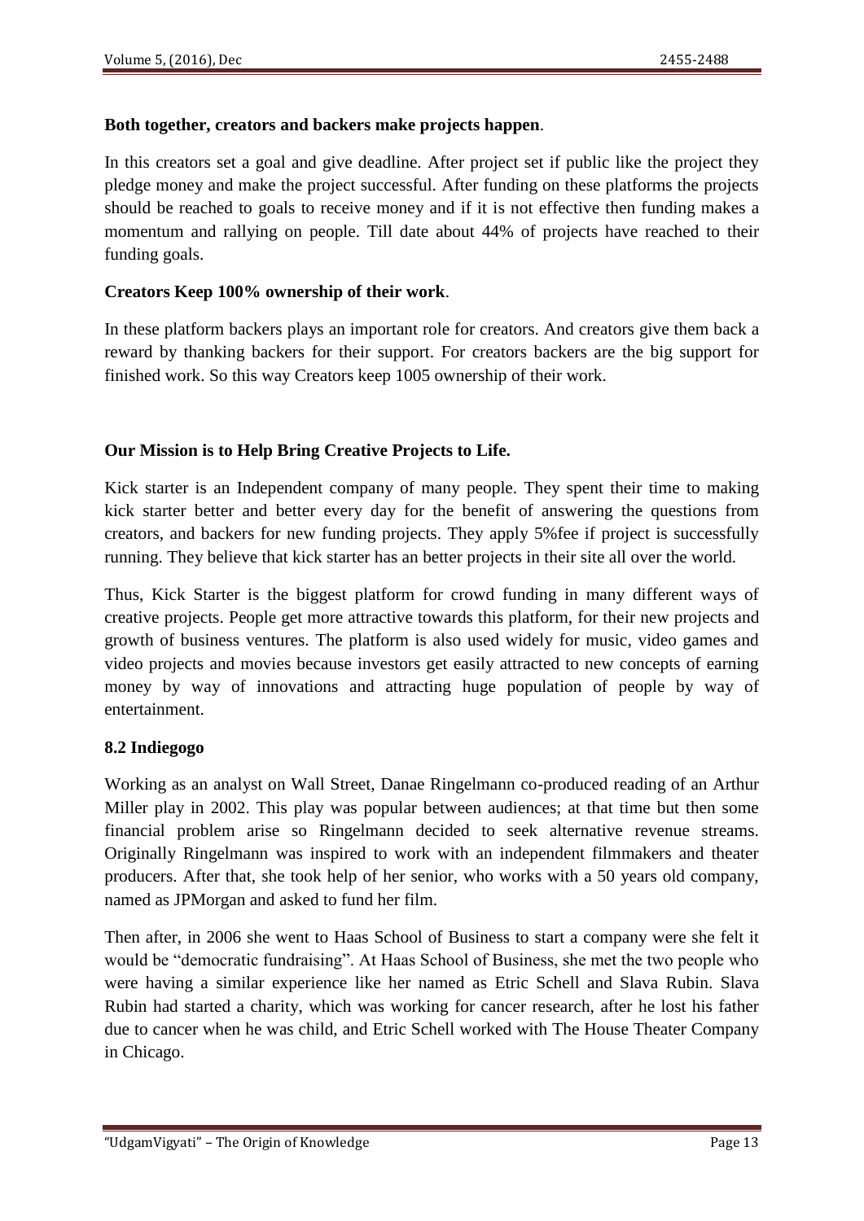**Both together, creators and backers make projects happen**.

In this creators set a goal and give deadline. After project set if public like the project they pledge money and make the project successful. After funding on these platforms the projects should be reached to goals to receive money and if it is not effective then funding makes a momentum and rallying on people. Till date about 44% of projects have reached to their funding goals.

**Creators Keep 100% ownership of their work**.

In these platform backers plays an important role for creators. And creators give them back a reward by thanking backers for their support. For creators backers are the big support for finished work. So this way Creators keep 1005 ownership of their work.

**Our Mission is to Help Bring Creative Projects to Life.**

Kick starter is an Independent company of many people. They spent their time to making kick starter better and better every day for the benefit of answering the questions from creators, and backers for new funding projects. They apply 5%fee if project is successfully running. They believe that kick starter has an better projects in their site all over the world.

Thus, Kick Starter is the biggest platform for crowd funding in many different ways of creative projects. People get more attractive towards this platform, for their new projects and growth of business ventures. The platform is also used widely for music, video games and video projects and movies because investors get easily attracted to new concepts of earning money by way of innovations and attracting huge population of people by way of entertainment.

**8.2 Indiegogo**

Working as an analyst on Wall Street, Danae Ringelmann co-produced reading of an Arthur Miller play in 2002. This play was popular between audiences; at that time but then some financial problem arise so Ringelmann decided to seek alternative revenue streams. Originally Ringelmann was inspired to work with an independent filmmakers and theater producers. After that, she took help of her senior, who works with a 50 years old company, named as JPMorgan and asked to fund her film.

Then after, in 2006 she went to Haas School of Business to start a company were she felt it would be "democratic fundraising". At Haas School of Business, she met the two people who were having a similar experience like her named as Etric Schell and Slava Rubin. Slava Rubin had started a charity, which was working for cancer research, after he lost his father due to cancer when he was child, and Etric Schell worked with The House Theater Company in Chicago.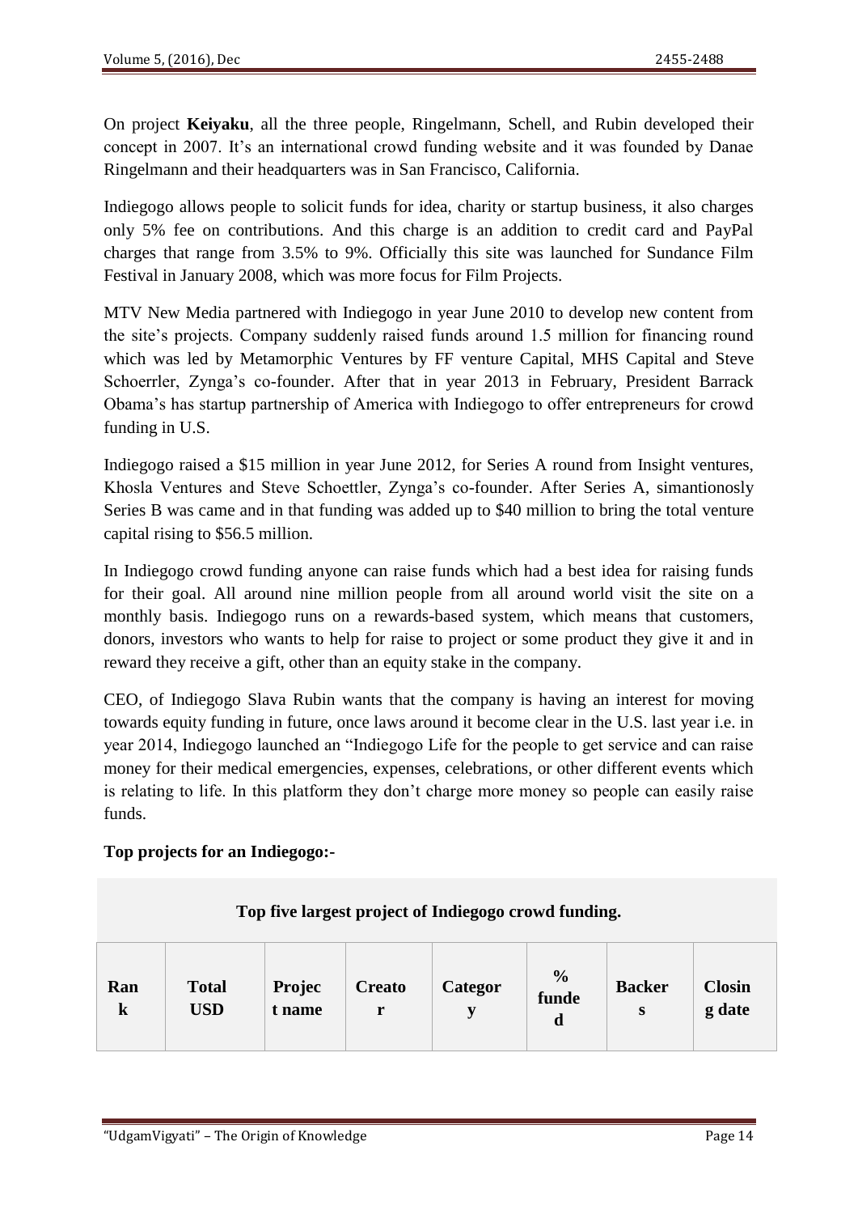On project **Keiyaku**, all the three people, Ringelmann, Schell, and Rubin developed their concept in 2007. It's an international crowd funding website and it was founded by Danae Ringelmann and their headquarters was in San Francisco, California.

Indiegogo allows people to solicit funds for idea, charity or startup business, it also charges only 5% fee on contributions. And this charge is an addition to credit card and PayPal charges that range from 3.5% to 9%. Officially this site was launched for Sundance Film Festival in January 2008, which was more focus for Film Projects.

MTV New Media partnered with Indiegogo in year June 2010 to develop new content from the site's projects. Company suddenly raised funds around 1.5 million for financing round which was led by Metamorphic Ventures by FF venture Capital, MHS Capital and Steve Schoerrler, Zynga's co-founder. After that in year 2013 in February, President Barrack Obama's has startup partnership of America with Indiegogo to offer entrepreneurs for crowd funding in U.S.

Indiegogo raised a $15 million in year June 2012, for Series A round from Insight ventures, Khosla Ventures and Steve Schoettler, Zynga's co-founder. After Series A, simantionosly Series B was came and in that funding was added up to $40 million to bring the total venture capital rising to $56.5 million.

In Indiegogo crowd funding anyone can raise funds which had a best idea for raising funds for their goal. All around nine million people from all around world visit the site on a monthly basis. Indiegogo runs on a rewards-based system, which means that customers, donors, investors who wants to help for raise to project or some product they give it and in reward they receive a gift, other than an equity stake in the company.

CEO, of Indiegogo Slava Rubin wants that the company is having an interest for moving towards equity funding in future, once laws around it become clear in the U.S. last year i.e. in year 2014, Indiegogo launched an "Indiegogo Life for the people to get service and can raise money for their medical emergencies, expenses, celebrations, or other different events which is relating to life. In this platform they don't charge more money so people can easily raise funds.

**Top projects for an Indiegogo:-**

| **Top five largest project of Indiegogo crowd funding.** | | | | | | | |
|---|---|---|---|---|---|---|---|
| **Rank** | **Total USD** | **Project name** | **Creator** | **Category** | **% funded** | **Backers** | **Closing date** |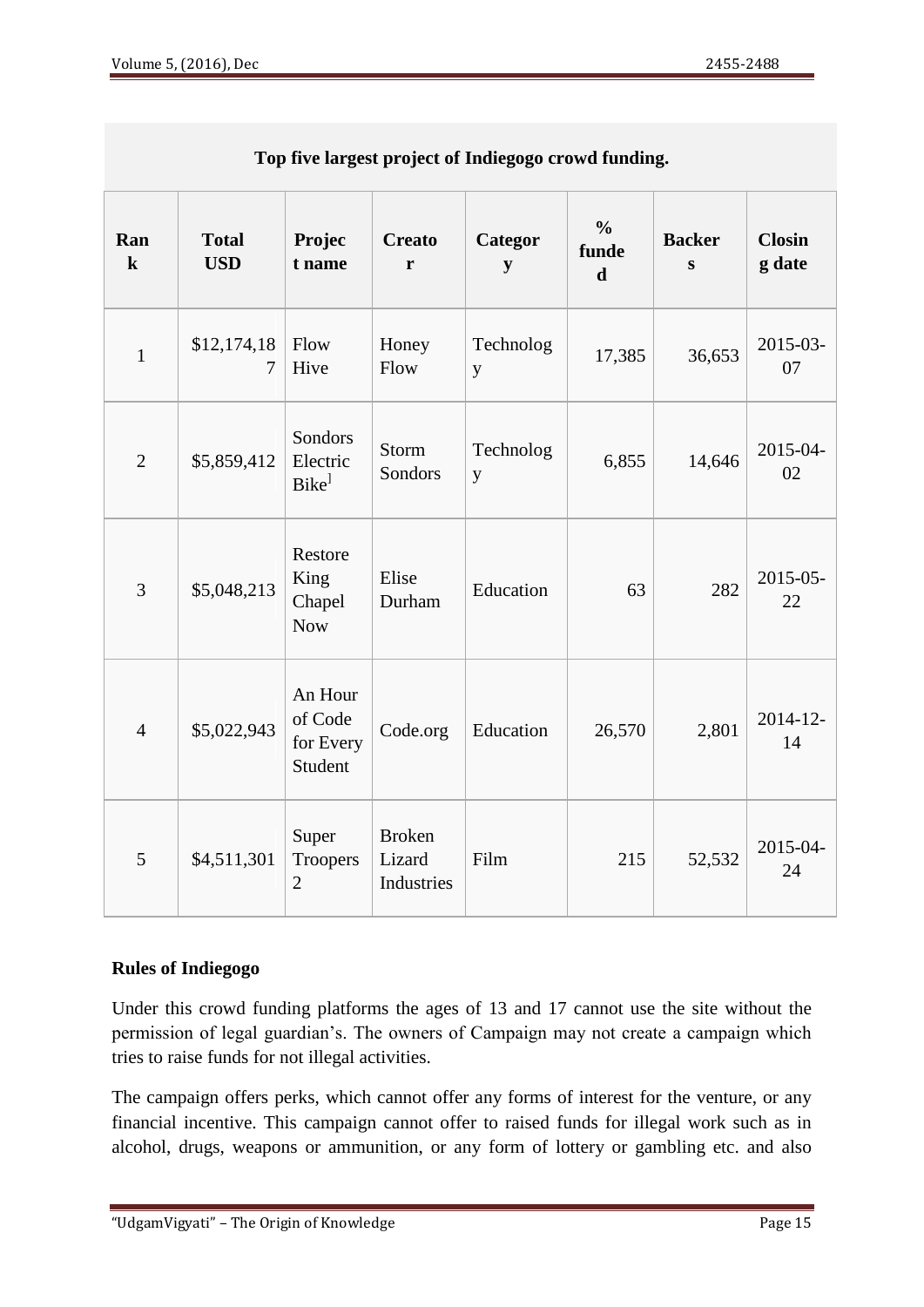| Top five largest project of Indiegogo crowd funding. | | | | | | | |
|---|---|---|---|---|---|---|---|
| **Rank** | **Total USD** | **Project name** | **Creator** | **Category** | **% funded** | **Backers** | **Closing date** |
| 1 | $12,174,187 | Flow Hive | Honey Flow | Technology | 17,385 | 36,653 | 2015-03-07 |
| 2 | $5,859,412 | Sondors Electric Bike[] | Storm Sondors | Technology | 6,855 | 14,646 | 2015-04-02 |
| 3 | $5,048,213 | Restore King Chapel Now | Elise Durham | Education | 63 | 282 | 2015-05-22 |
| 4 | $5,022,943 | An Hour of Code for Every Student | Code.org | Education | 26,570 | 2,801 | 2014-12-14 |
| 5 | $4,511,301 | Super Troopers 2 | Broken Lizard Industries | Film | 215 | 52,532 | 2015-04-24 |

**Rules of Indiegogo**

Under this crowd funding platforms the ages of 13 and 17 cannot use the site without the permission of legal guardian's. The owners of Campaign may not create a campaign which tries to raise funds for not illegal activities.

The campaign offers perks, which cannot offer any forms of interest for the venture, or any financial incentive. This campaign cannot offer to raised funds for illegal work such as in alcohol, drugs, weapons or ammunition, or any form of lottery or gambling etc. and also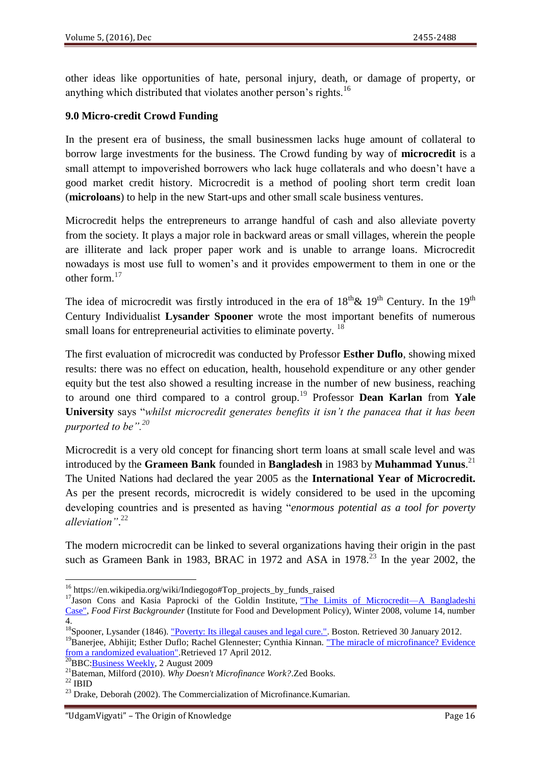other ideas like opportunities of hate, personal injury, death, or damage of property, or anything which distributed that violates another person's rights.[16]

## 9.0 Micro-credit Crowd Funding

In the present era of business, the small businessmen lacks huge amount of collateral to borrow large investments for the business. The Crowd funding by way of **microcredit** is a small attempt to impoverished borrowers who lack huge collaterals and who doesn't have a good market credit history. Microcredit is a method of pooling short term credit loan (**microloans**) to help in the new Start-ups and other small scale business ventures.

Microcredit helps the entrepreneurs to arrange handful of cash and also alleviate poverty from the society. It plays a major role in backward areas or small villages, wherein the people are illiterate and lack proper paper work and is unable to arrange loans. Microcredit nowadays is most use full to women's and it provides empowerment to them in one or the other form.[17]

The idea of microcredit was firstly introduced in the era of 18th & 19th Century. In the 19th Century Individualist **Lysander Spooner** wrote the most important benefits of numerous small loans for entrepreneurial activities to eliminate poverty. [18]

The first evaluation of microcredit was conducted by Professor **Esther Duflo**, showing mixed results: there was no effect on education, health, household expenditure or any other gender equity but the test also showed a resulting increase in the number of new business, reaching to around one third compared to a control group.[19] Professor **Dean Karlan** from **Yale University** says "*whilst microcredit generates benefits it isn't the panacea that it has been purported to be".[20]*

Microcredit is a very old concept for financing short term loans at small scale level and was introduced by the **Grameen Bank** founded in **Bangladesh** in 1983 by **Muhammad Yunus**.[21] The United Nations had declared the year 2005 as the **International Year of Microcredit.** As per the present records, microcredit is widely considered to be used in the upcoming developing countries and is presented as having "*enormous potential as a tool for poverty alleviation"*.[22]

The modern microcredit can be linked to several organizations having their origin in the past such as Grameen Bank in 1983, BRAC in 1972 and ASA in 1978.[23] In the year 2002, the

---

[16] https://en.wikipedia.org/wiki/Indiegogo#Top_projects_by_funds_raised

[17] Jason Cons and Kasia Paprocki of the Goldin Institute, "The Limits of Microcredit—A Bangladeshi Case", *Food First Backgrounder* (Institute for Food and Development Policy), Winter 2008, volume 14, number 4.

[18] Spooner, Lysander (1846). "Poverty: Its illegal causes and legal cure.". Boston. Retrieved 30 January 2012.

[19] Banerjee, Abhijit; Esther Duflo; Rachel Glennester; Cynthia Kinnan. "The miracle of microfinance? Evidence from a randomized evaluation".Retrieved 17 April 2012.

[20] BBC:Business Weekly, 2 August 2009

[21] Bateman, Milford (2010). *Why Doesn't Microfinance Work?*.Zed Books.

[22] IBID

[23] Drake, Deborah (2002). The Commercialization of Microfinance.Kumarian.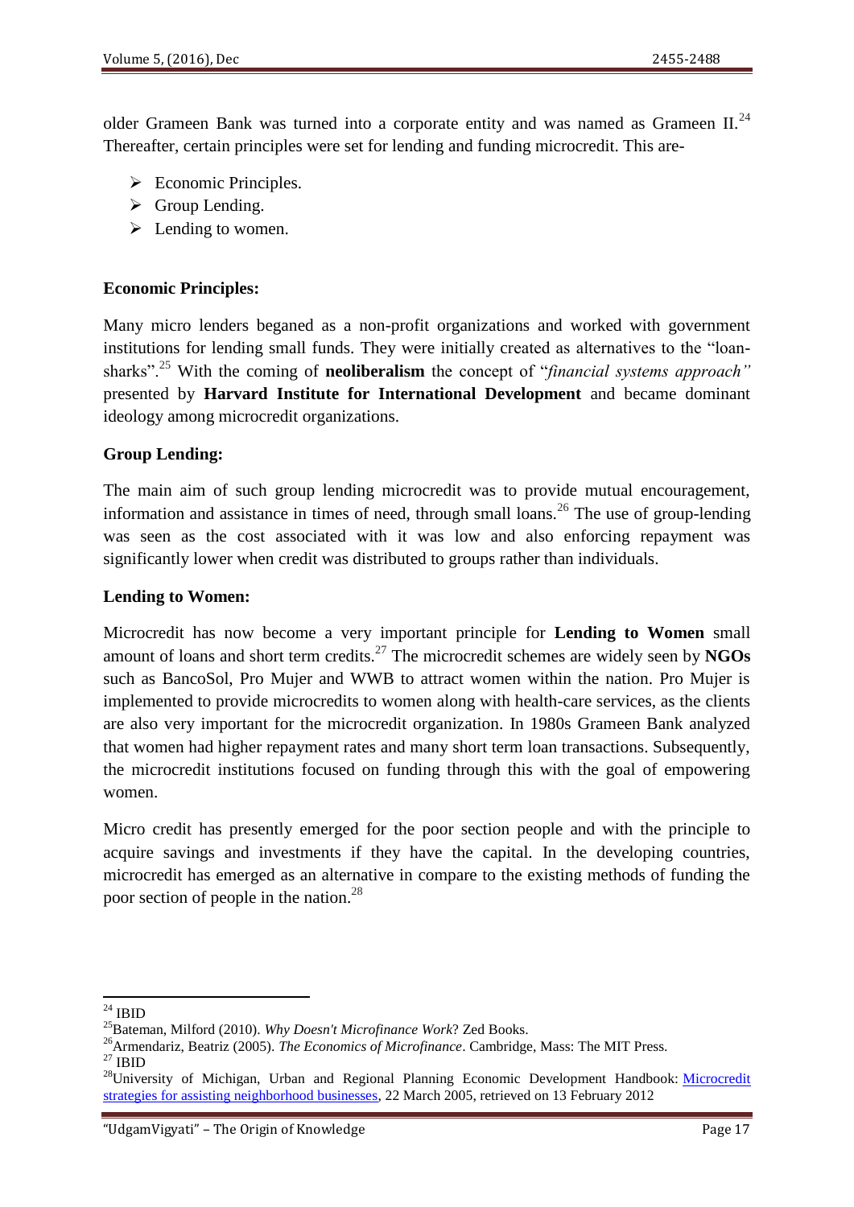older Grameen Bank was turned into a corporate entity and was named as Grameen II.[24] Thereafter, certain principles were set for lending and funding microcredit. This are-

- Economic Principles.
- Group Lending.
- Lending to women.

**Economic Principles:**

Many micro lenders beganed as a non-profit organizations and worked with government institutions for lending small funds. They were initially created as alternatives to the "loan-sharks".[25] With the coming of **neoliberalism** the concept of "*financial systems approach"* presented by **Harvard Institute for International Development** and became dominant ideology among microcredit organizations.

**Group Lending:**

The main aim of such group lending microcredit was to provide mutual encouragement, information and assistance in times of need, through small loans.[26] The use of group-lending was seen as the cost associated with it was low and also enforcing repayment was significantly lower when credit was distributed to groups rather than individuals.

**Lending to Women:**

Microcredit has now become a very important principle for **Lending to Women** small amount of loans and short term credits.[27] The microcredit schemes are widely seen by **NGOs** such as BancoSol, Pro Mujer and WWB to attract women within the nation. Pro Mujer is implemented to provide microcredits to women along with health-care services, as the clients are also very important for the microcredit organization. In 1980s Grameen Bank analyzed that women had higher repayment rates and many short term loan transactions. Subsequently, the microcredit institutions focused on funding through this with the goal of empowering women.

Micro credit has presently emerged for the poor section people and with the principle to acquire savings and investments if they have the capital. In the developing countries, microcredit has emerged as an alternative in compare to the existing methods of funding the poor section of people in the nation.[28]

---

[24] IBID

[25] Bateman, Milford (2010). *Why Doesn't Microfinance Work*? Zed Books.

[26] Armendariz, Beatriz (2005). *The Economics of Microfinance*. Cambridge, Mass: The MIT Press.

[27] IBID

[28] University of Michigan, Urban and Regional Planning Economic Development Handbook: Microcredit strategies for assisting neighborhood businesses, 22 March 2005, retrieved on 13 February 2012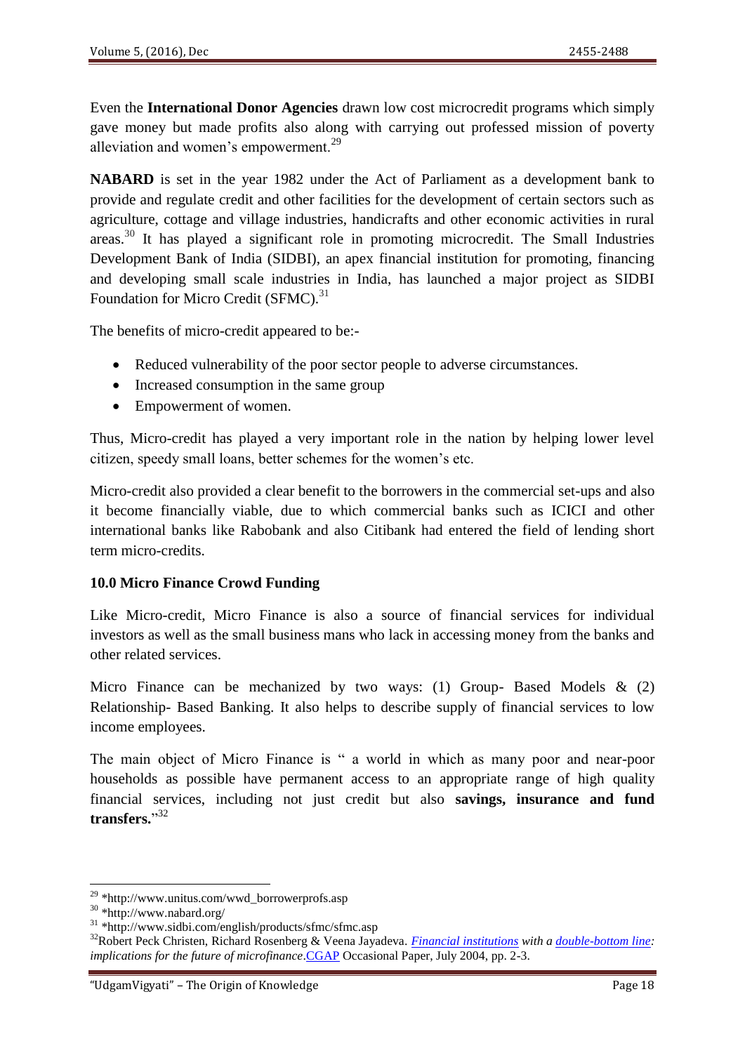Even the **International Donor Agencies** drawn low cost microcredit programs which simply gave money but made profits also along with carrying out professed mission of poverty alleviation and women's empowerment.[29]

**NABARD** is set in the year 1982 under the Act of Parliament as a development bank to provide and regulate credit and other facilities for the development of certain sectors such as agriculture, cottage and village industries, handicrafts and other economic activities in rural areas.[30] It has played a significant role in promoting microcredit. The Small Industries Development Bank of India (SIDBI), an apex financial institution for promoting, financing and developing small scale industries in India, has launched a major project as SIDBI Foundation for Micro Credit (SFMC).[31]

The benefits of micro-credit appeared to be:-

- Reduced vulnerability of the poor sector people to adverse circumstances.
- Increased consumption in the same group
- Empowerment of women.

Thus, Micro-credit has played a very important role in the nation by helping lower level citizen, speedy small loans, better schemes for the women's etc.

Micro-credit also provided a clear benefit to the borrowers in the commercial set-ups and also it become financially viable, due to which commercial banks such as ICICI and other international banks like Rabobank and also Citibank had entered the field of lending short term micro-credits.

**10.0 Micro Finance Crowd Funding**

Like Micro-credit, Micro Finance is also a source of financial services for individual investors as well as the small business mans who lack in accessing money from the banks and other related services.

Micro Finance can be mechanized by two ways: (1) Group- Based Models & (2) Relationship- Based Banking. It also helps to describe supply of financial services to low income employees.

The main object of Micro Finance is " a world in which as many poor and near-poor households as possible have permanent access to an appropriate range of high quality financial services, including not just credit but also **savings, insurance and fund transfers.**"[32]

---

[29] *http://www.unitus.com/wwd_borrowerprofs.asp

[30] *http://www.nabard.org/

[31] *http://www.sidbi.com/english/products/sfmc/sfmc.asp

[32] Robert Peck Christen, Richard Rosenberg & Veena Jayadeva. *Financial institutions with a double-bottom line: implications for the future of microfinance*. CGAP Occasional Paper, July 2004, pp. 2-3.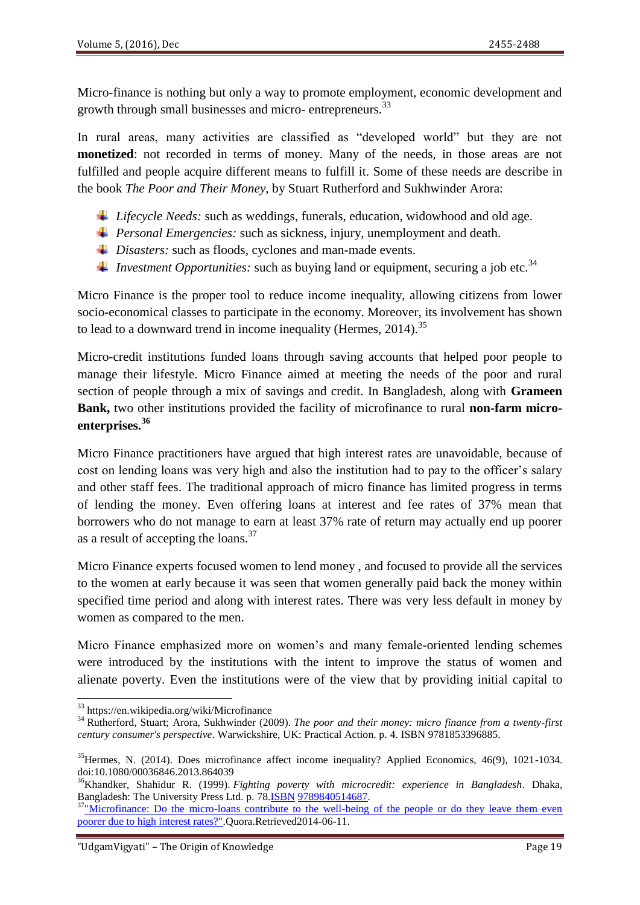Micro-finance is nothing but only a way to promote employment, economic development and growth through small businesses and micro- entrepreneurs.[33]

In rural areas, many activities are classified as "developed world" but they are not **monetized**: not recorded in terms of money. Many of the needs, in those areas are not fulfilled and people acquire different means to fulfill it. Some of these needs are describe in the book *The Poor and Their Money*, by Stuart Rutherford and Sukhwinder Arora:

- *Lifecycle Needs:* such as weddings, funerals, education, widowhood and old age.
- *Personal Emergencies:* such as sickness, injury, unemployment and death.
- *Disasters:* such as floods, cyclones and man-made events.
- *Investment Opportunities:* such as buying land or equipment, securing a job etc.[34]

Micro Finance is the proper tool to reduce income inequality, allowing citizens from lower socio-economical classes to participate in the economy. Moreover, its involvement has shown to lead to a downward trend in income inequality (Hermes, 2014).[35]

Micro-credit institutions funded loans through saving accounts that helped poor people to manage their lifestyle. Micro Finance aimed at meeting the needs of the poor and rural section of people through a mix of savings and credit. In Bangladesh, along with **Grameen Bank,** two other institutions provided the facility of microfinance to rural **non-farm micro-enterprises.[36]**

Micro Finance practitioners have argued that high interest rates are unavoidable, because of cost on lending loans was very high and also the institution had to pay to the officer's salary and other staff fees. The traditional approach of micro finance has limited progress in terms of lending the money. Even offering loans at interest and fee rates of 37% mean that borrowers who do not manage to earn at least 37% rate of return may actually end up poorer as a result of accepting the loans.[37]

Micro Finance experts focused women to lend money , and focused to provide all the services to the women at early because it was seen that women generally paid back the money within specified time period and along with interest rates. There was very less default in money by women as compared to the men.

Micro Finance emphasized more on women's and many female-oriented lending schemes were introduced by the institutions with the intent to improve the status of women and alienate poverty. Even the institutions were of the view that by providing initial capital to

---

[33] https://en.wikipedia.org/wiki/Microfinance

[34] Rutherford, Stuart; Arora, Sukhwinder (2009). *The poor and their money: micro finance from a twenty-first century consumer's perspective*. Warwickshire, UK: Practical Action. p. 4. ISBN 9781853396885.

[35] Hermes, N. (2014). Does microfinance affect income inequality? Applied Economics, 46(9), 1021-1034. doi:10.1080/00036846.2013.864039

[36] Khandker, Shahidur R. (1999). *Fighting poverty with microcredit: experience in Bangladesh*. Dhaka, Bangladesh: The University Press Ltd. p. 78.ISBN 9789840514687.

[37] "Microfinance: Do the micro-loans contribute to the well-being of the people or do they leave them even poorer due to high interest rates?".Quora.Retrieved2014-06-11.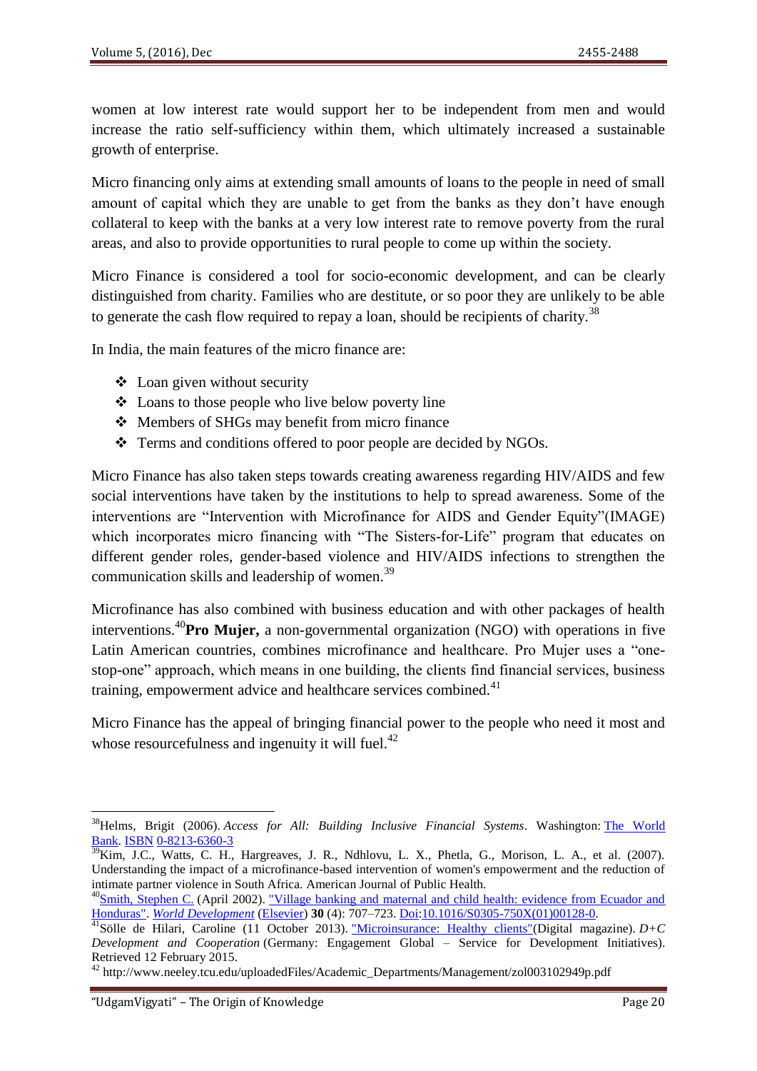women at low interest rate would support her to be independent from men and would increase the ratio self-sufficiency within them, which ultimately increased a sustainable growth of enterprise.

Micro financing only aims at extending small amounts of loans to the people in need of small amount of capital which they are unable to get from the banks as they don't have enough collateral to keep with the banks at a very low interest rate to remove poverty from the rural areas, and also to provide opportunities to rural people to come up within the society.

Micro Finance is considered a tool for socio-economic development, and can be clearly distinguished from charity. Families who are destitute, or so poor they are unlikely to be able to generate the cash flow required to repay a loan, should be recipients of charity.[38]

In India, the main features of the micro finance are:

- Loan given without security
- Loans to those people who live below poverty line
- Members of SHGs may benefit from micro finance
- Terms and conditions offered to poor people are decided by NGOs.

Micro Finance has also taken steps towards creating awareness regarding HIV/AIDS and few social interventions have taken by the institutions to help to spread awareness. Some of the interventions are "Intervention with Microfinance for AIDS and Gender Equity"(IMAGE) which incorporates micro financing with "The Sisters-for-Life" program that educates on different gender roles, gender-based violence and HIV/AIDS infections to strengthen the communication skills and leadership of women.[39]

Microfinance has also combined with business education and with other packages of health interventions.[40] **Pro Mujer,** a non-governmental organization (NGO) with operations in five Latin American countries, combines microfinance and healthcare. Pro Mujer uses a "one-stop-one" approach, which means in one building, the clients find financial services, business training, empowerment advice and healthcare services combined.[41]

Micro Finance has the appeal of bringing financial power to the people who need it most and whose resourcefulness and ingenuity it will fuel.[42]

---

[38] Helms, Brigit (2006). *Access for All: Building Inclusive Financial Systems*. Washington: The World Bank. ISBN 0-8213-6360-3

[39] Kim, J.C., Watts, C. H., Hargreaves, J. R., Ndhlovu, L. X., Phetla, G., Morison, L. A., et al. (2007). Understanding the impact of a microfinance-based intervention of women's empowerment and the reduction of intimate partner violence in South Africa. American Journal of Public Health.

[40] Smith, Stephen C. (April 2002). "Village banking and maternal and child health: evidence from Ecuador and Honduras". *World Development* (Elsevier) **30** (4): 707–723. Doi:10.1016/S0305-750X(01)00128-0.

[41] Sölle de Hilari, Caroline (11 October 2013). "Microinsurance: Healthy clients"(Digital magazine). *D+C Development and Cooperation* (Germany: Engagement Global – Service for Development Initiatives). Retrieved 12 February 2015.

[42] http://www.neeley.tcu.edu/uploadedFiles/Academic_Departments/Management/zol003102949p.pdf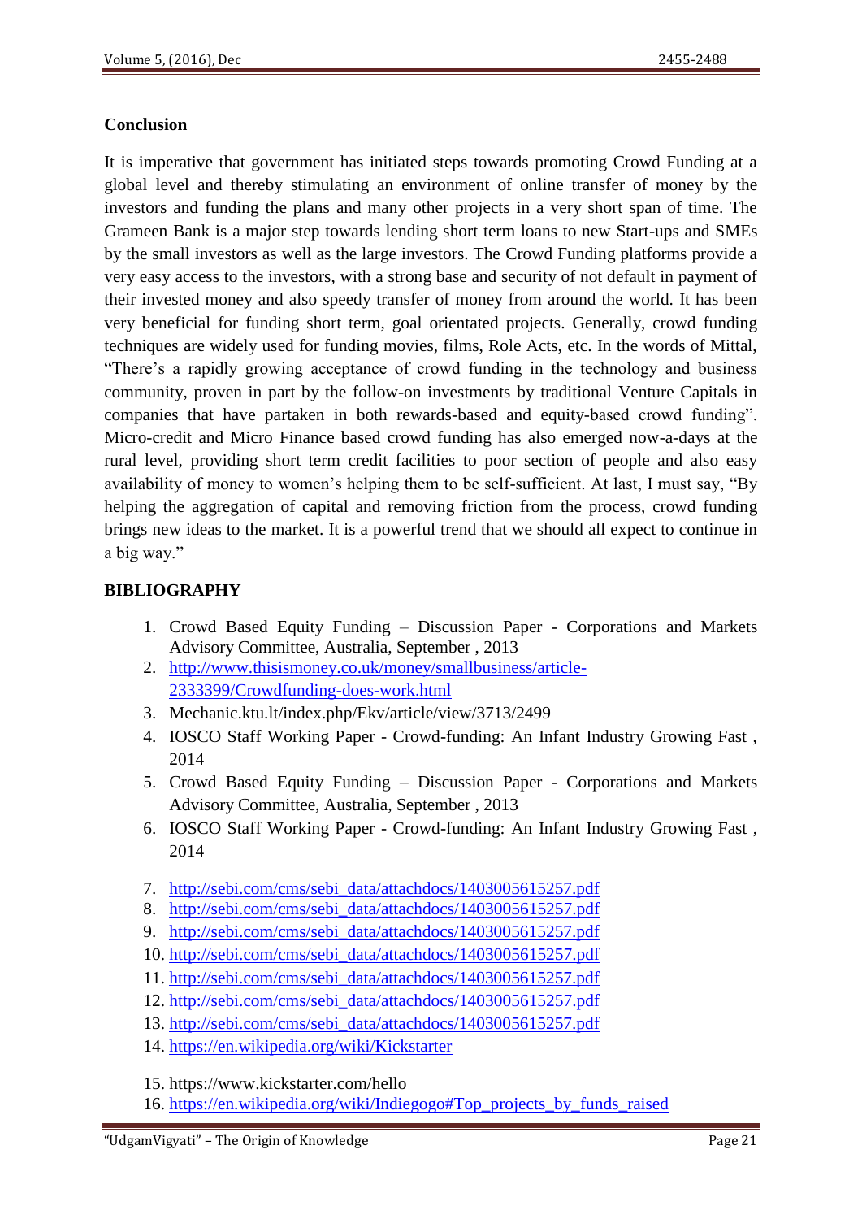## Conclusion

It is imperative that government has initiated steps towards promoting Crowd Funding at a global level and thereby stimulating an environment of online transfer of money by the investors and funding the plans and many other projects in a very short span of time. The Grameen Bank is a major step towards lending short term loans to new Start-ups and SMEs by the small investors as well as the large investors. The Crowd Funding platforms provide a very easy access to the investors, with a strong base and security of not default in payment of their invested money and also speedy transfer of money from around the world. It has been very beneficial for funding short term, goal orientated projects. Generally, crowd funding techniques are widely used for funding movies, films, Role Acts, etc. In the words of Mittal, "There's a rapidly growing acceptance of crowd funding in the technology and business community, proven in part by the follow-on investments by traditional Venture Capitals in companies that have partaken in both rewards-based and equity-based crowd funding". Micro-credit and Micro Finance based crowd funding has also emerged now-a-days at the rural level, providing short term credit facilities to poor section of people and also easy availability of money to women's helping them to be self-sufficient. At last, I must say, "By helping the aggregation of capital and removing friction from the process, crowd funding brings new ideas to the market. It is a powerful trend that we should all expect to continue in a big way."

## BIBLIOGRAPHY

1. Crowd Based Equity Funding – Discussion Paper - Corporations and Markets Advisory Committee, Australia, September , 2013
2. http://www.thisismoney.co.uk/money/smallbusiness/article-2333399/Crowdfunding-does-work.html
3. Mechanic.ktu.lt/index.php/Ekv/article/view/3713/2499
4. IOSCO Staff Working Paper - Crowd-funding: An Infant Industry Growing Fast , 2014
5. Crowd Based Equity Funding – Discussion Paper - Corporations and Markets Advisory Committee, Australia, September , 2013
6. IOSCO Staff Working Paper - Crowd-funding: An Infant Industry Growing Fast , 2014
7. http://sebi.com/cms/sebi_data/attachdocs/1403005615257.pdf
8. http://sebi.com/cms/sebi_data/attachdocs/1403005615257.pdf
9. http://sebi.com/cms/sebi_data/attachdocs/1403005615257.pdf
10. http://sebi.com/cms/sebi_data/attachdocs/1403005615257.pdf
11. http://sebi.com/cms/sebi_data/attachdocs/1403005615257.pdf
12. http://sebi.com/cms/sebi_data/attachdocs/1403005615257.pdf
13. http://sebi.com/cms/sebi_data/attachdocs/1403005615257.pdf
14. https://en.wikipedia.org/wiki/Kickstarter
15. https://www.kickstarter.com/hello
16. https://en.wikipedia.org/wiki/Indiegogo#Top_projects_by_funds_raised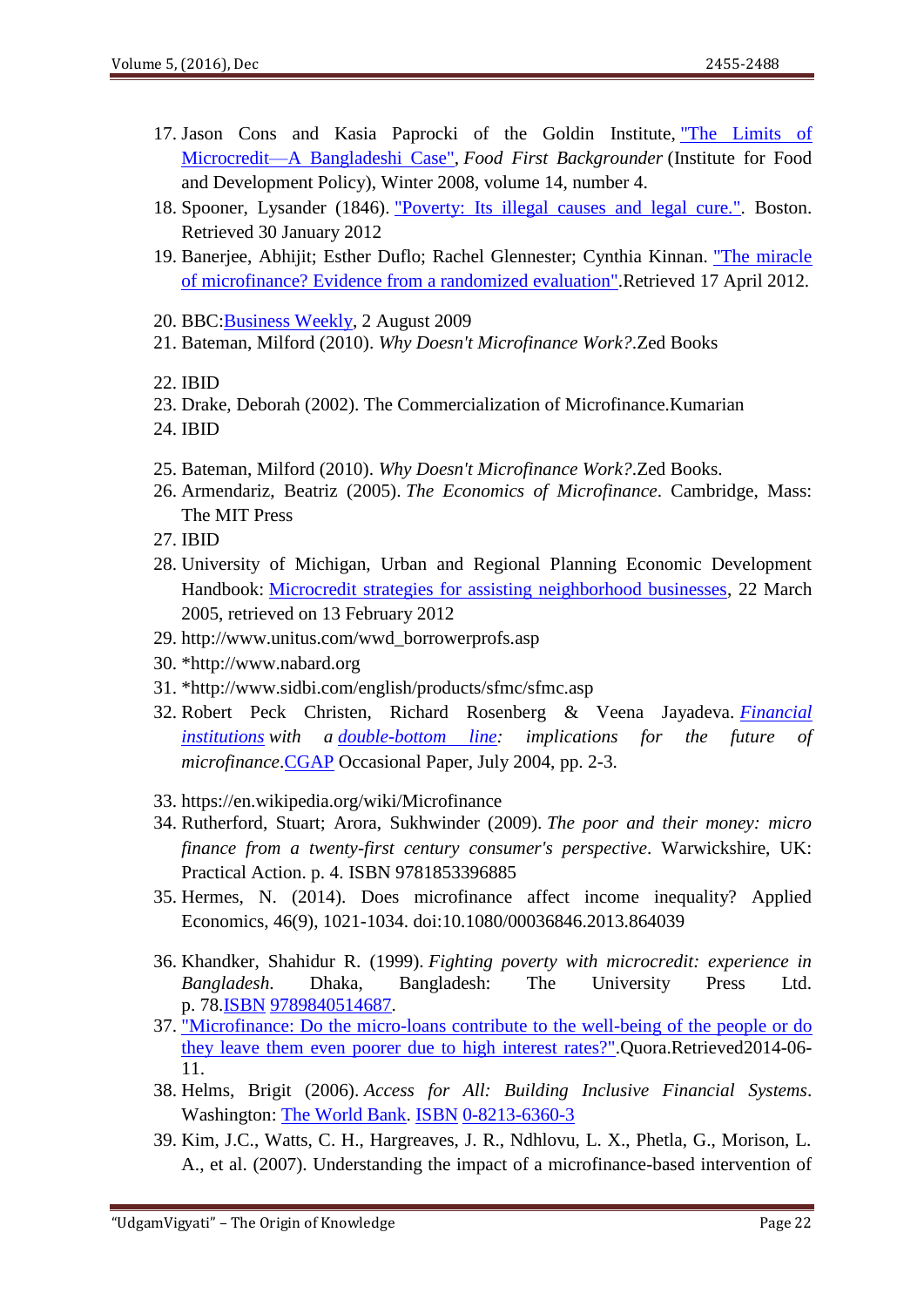17. Jason Cons and Kasia Paprocki of the Goldin Institute, "The Limits of Microcredit—A Bangladeshi Case", *Food First Backgrounder* (Institute for Food and Development Policy), Winter 2008, volume 14, number 4.
18. Spooner, Lysander (1846). "Poverty: Its illegal causes and legal cure.". Boston. Retrieved 30 January 2012
19. Banerjee, Abhijit; Esther Duflo; Rachel Glennester; Cynthia Kinnan. "The miracle of microfinance? Evidence from a randomized evaluation".Retrieved 17 April 2012.
20. BBC:Business Weekly, 2 August 2009
21. Bateman, Milford (2010). *Why Doesn't Microfinance Work?*.Zed Books
22. IBID
23. Drake, Deborah (2002). The Commercialization of Microfinance.Kumarian
24. IBID
25. Bateman, Milford (2010). *Why Doesn't Microfinance Work?*.Zed Books.
26. Armendariz, Beatriz (2005). *The Economics of Microfinance*. Cambridge, Mass: The MIT Press
27. IBID
28. University of Michigan, Urban and Regional Planning Economic Development Handbook: Microcredit strategies for assisting neighborhood businesses, 22 March 2005, retrieved on 13 February 2012
29. http://www.unitus.com/wwd_borrowerprofs.asp
30. *http://www.nabard.org
31. *http://www.sidbi.com/english/products/sfmc/sfmc.asp
32. Robert Peck Christen, Richard Rosenberg & Veena Jayadeva. *Financial institutions with a double-bottom line: implications for the future of microfinance*.CGAP Occasional Paper, July 2004, pp. 2-3.
33. https://en.wikipedia.org/wiki/Microfinance
34. Rutherford, Stuart; Arora, Sukhwinder (2009). *The poor and their money: micro finance from a twenty-first century consumer's perspective*. Warwickshire, UK: Practical Action. p. 4. ISBN 9781853396885
35. Hermes, N. (2014). Does microfinance affect income inequality? Applied Economics, 46(9), 1021-1034. doi:10.1080/00036846.2013.864039
36. Khandker, Shahidur R. (1999). *Fighting poverty with microcredit: experience in Bangladesh*. Dhaka, Bangladesh: The University Press Ltd. p. 78.ISBN 9789840514687.
37. "Microfinance: Do the micro-loans contribute to the well-being of the people or do they leave them even poorer due to high interest rates?".Quora.Retrieved2014-06-11.
38. Helms, Brigit (2006). *Access for All: Building Inclusive Financial Systems*. Washington: The World Bank. ISBN 0-8213-6360-3
39. Kim, J.C., Watts, C. H., Hargreaves, J. R., Ndhlovu, L. X., Phetla, G., Morison, L. A., et al. (2007). Understanding the impact of a microfinance-based intervention of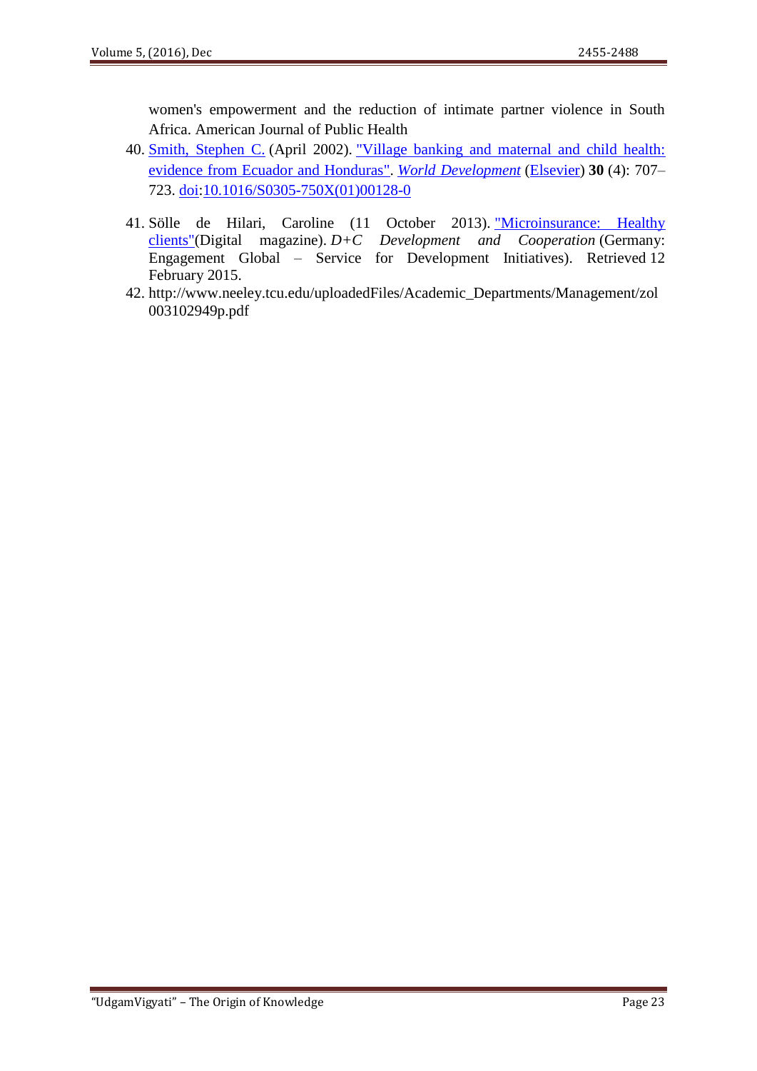women's empowerment and the reduction of intimate partner violence in South Africa. American Journal of Public Health

40. Smith, Stephen C. (April 2002). "Village banking and maternal and child health: evidence from Ecuador and Honduras". *World Development* (Elsevier) **30** (4): 707–723. doi:10.1016/S0305-750X(01)00128-0

41. Sölle de Hilari, Caroline (11 October 2013). "Microinsurance: Healthy clients"(Digital magazine). *D+C Development and Cooperation* (Germany: Engagement Global – Service for Development Initiatives). Retrieved 12 February 2015.

42. http://www.neeley.tcu.edu/uploadedFiles/Academic_Departments/Management/zol003102949p.pdf